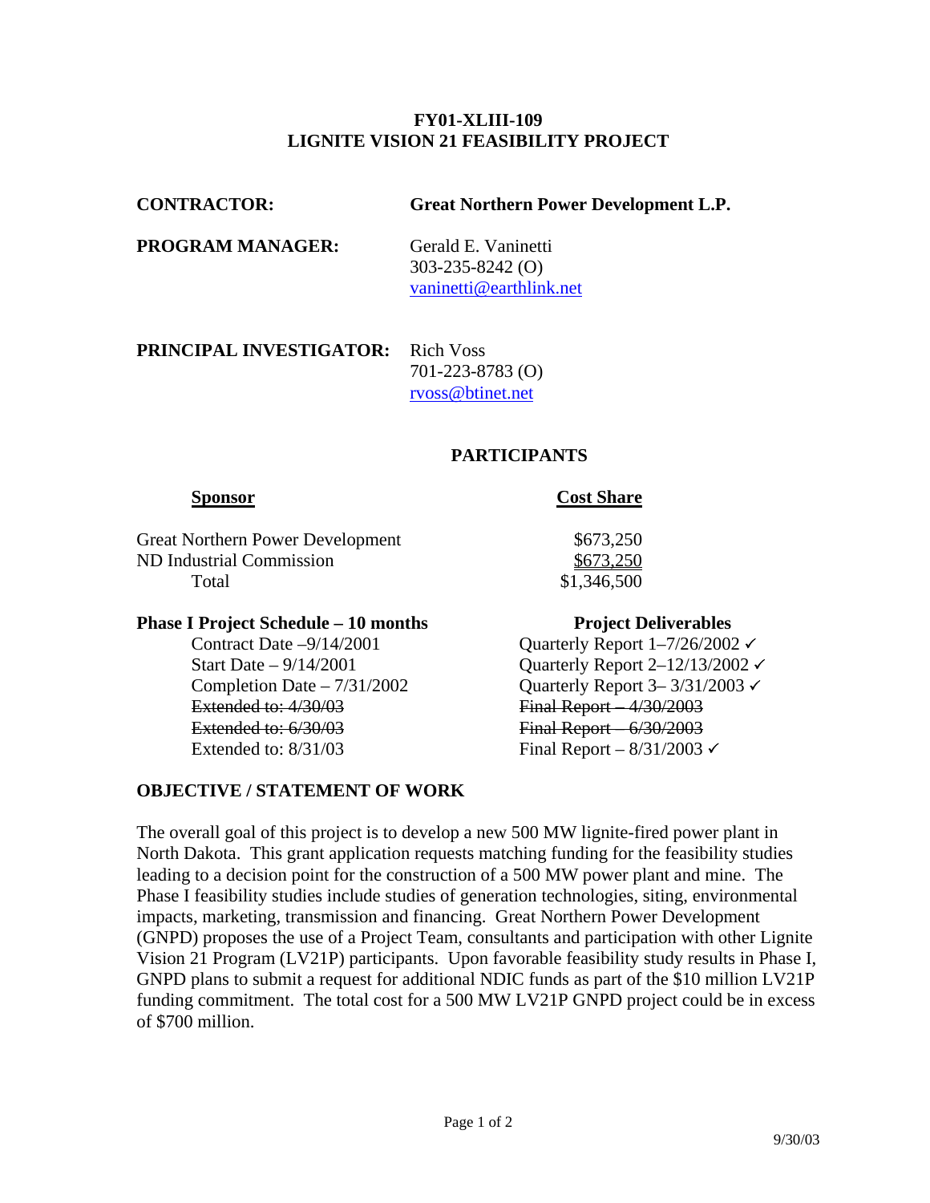# FY01-XLIII-109
# LIGNITE VISION 21 FEASIBILITY PROJECT

**CONTRACTOR:** **Great Northern Power Development L.P.**

**PROGRAM MANAGER:** Gerald E. Vaninetti
303-235-8242 (O)
vaninetti@earthlink.net

**PRINCIPAL INVESTIGATOR:** Rich Voss
701-223-8783 (O)
rvoss@btinet.net

## PARTICIPANTS

| Sponsor | Cost Share |
|---|---|
| Great Northern Power Development | $673,250 |
| ND Industrial Commission | $673,250 |
| Total | $1,346,500 |

| **Phase I Project Schedule – 10 months** | **Project Deliverables** |
|---|---|
| Contract Date –9/14/2001 | Quarterly Report 1–7/26/2002 ✓ |
| Start Date – 9/14/2001 | Quarterly Report 2–12/13/2002 ✓ |
| Completion Date – 7/31/2002 | Quarterly Report 3– 3/31/2003 ✓ |
| ~~Extended to: 4/30/03~~ | ~~Final Report – 4/30/2003~~ |
| ~~Extended to: 6/30/03~~ | ~~Final Report – 6/30/2003~~ |
| Extended to: 8/31/03 | Final Report – 8/31/2003 ✓ |

## OBJECTIVE / STATEMENT OF WORK

The overall goal of this project is to develop a new 500 MW lignite-fired power plant in North Dakota. This grant application requests matching funding for the feasibility studies leading to a decision point for the construction of a 500 MW power plant and mine. The Phase I feasibility studies include studies of generation technologies, siting, environmental impacts, marketing, transmission and financing. Great Northern Power Development (GNPD) proposes the use of a Project Team, consultants and participation with other Lignite Vision 21 Program (LV21P) participants. Upon favorable feasibility study results in Phase I, GNPD plans to submit a request for additional NDIC funds as part of the $10 million LV21P funding commitment. The total cost for a 500 MW LV21P GNPD project could be in excess of $700 million.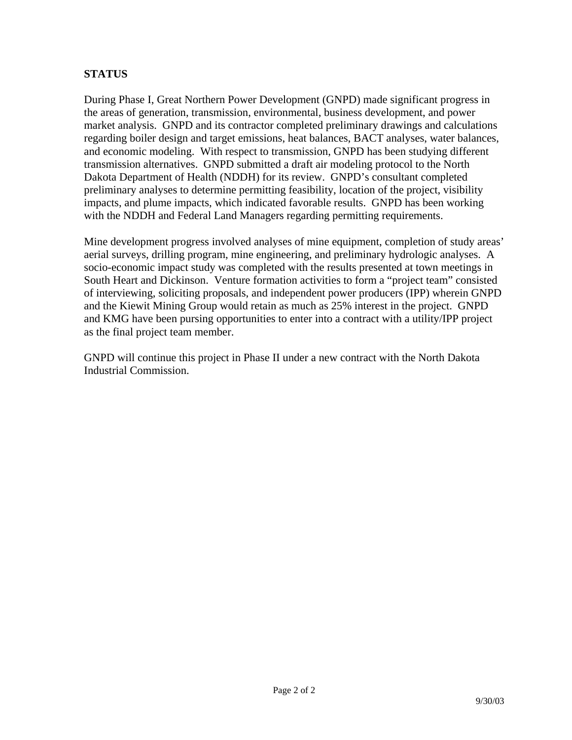## STATUS

During Phase I, Great Northern Power Development (GNPD) made significant progress in the areas of generation, transmission, environmental, business development, and power market analysis. GNPD and its contractor completed preliminary drawings and calculations regarding boiler design and target emissions, heat balances, BACT analyses, water balances, and economic modeling. With respect to transmission, GNPD has been studying different transmission alternatives. GNPD submitted a draft air modeling protocol to the North Dakota Department of Health (NDDH) for its review. GNPD's consultant completed preliminary analyses to determine permitting feasibility, location of the project, visibility impacts, and plume impacts, which indicated favorable results. GNPD has been working with the NDDH and Federal Land Managers regarding permitting requirements.

Mine development progress involved analyses of mine equipment, completion of study areas' aerial surveys, drilling program, mine engineering, and preliminary hydrologic analyses. A socio-economic impact study was completed with the results presented at town meetings in South Heart and Dickinson. Venture formation activities to form a "project team" consisted of interviewing, soliciting proposals, and independent power producers (IPP) wherein GNPD and the Kiewit Mining Group would retain as much as 25% interest in the project. GNPD and KMG have been pursing opportunities to enter into a contract with a utility/IPP project as the final project team member.

GNPD will continue this project in Phase II under a new contract with the North Dakota Industrial Commission.

9/30/03